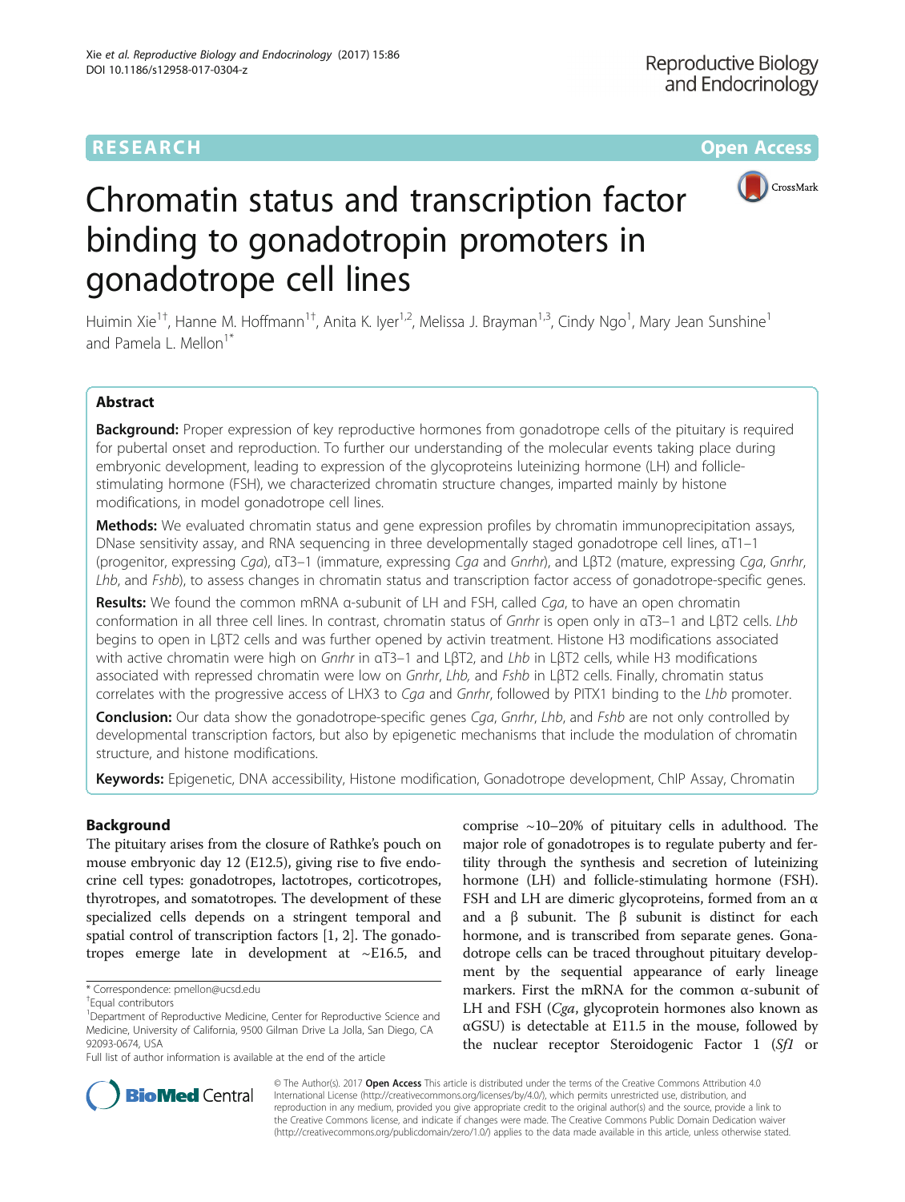RESEARCH **Open Access**

# Chromatin status and transcription factor binding to gonadotropin promoters in gonadotrope cell lines

Huimin Xie[1†], Hanne M. Hoffmann[1†], Anita K. Iyer[1,2], Melissa J. Brayman[1,3], Cindy Ngo[1], Mary Jean Sunshine[1] and Pamela L. Mellon[1*]

## Abstract

**Background:** Proper expression of key reproductive hormones from gonadotrope cells of the pituitary is required for pubertal onset and reproduction. To further our understanding of the molecular events taking place during embryonic development, leading to expression of the glycoproteins luteinizing hormone (LH) and follicle-stimulating hormone (FSH), we characterized chromatin structure changes, imparted mainly by histone modifications, in model gonadotrope cell lines.

**Methods:** We evaluated chromatin status and gene expression profiles by chromatin immunoprecipitation assays, DNase sensitivity assay, and RNA sequencing in three developmentally staged gonadotrope cell lines, αT1–1 (progenitor, expressing *Cga*), αT3–1 (immature, expressing *Cga* and *Gnrhr*), and LβT2 (mature, expressing *Cga*, *Gnrhr*, *Lhb*, and *Fshb*), to assess changes in chromatin status and transcription factor access of gonadotrope-specific genes.

**Results:** We found the common mRNA α-subunit of LH and FSH, called *Cga*, to have an open chromatin conformation in all three cell lines. In contrast, chromatin status of *Gnrhr* is open only in αT3–1 and LβT2 cells. *Lhb* begins to open in LβT2 cells and was further opened by activin treatment. Histone H3 modifications associated with active chromatin were high on *Gnrhr* in αT3–1 and LβT2, and *Lhb* in LβT2 cells, while H3 modifications associated with repressed chromatin were low on *Gnrhr*, *Lhb*, and *Fshb* in LβT2 cells. Finally, chromatin status correlates with the progressive access of LHX3 to *Cga* and *Gnrhr*, followed by PITX1 binding to the *Lhb* promoter.

**Conclusion:** Our data show the gonadotrope-specific genes *Cga*, *Gnrhr*, *Lhb*, and *Fshb* are not only controlled by developmental transcription factors, but also by epigenetic mechanisms that include the modulation of chromatin structure, and histone modifications.

**Keywords:** Epigenetic, DNA accessibility, Histone modification, Gonadotrope development, ChIP Assay, Chromatin

## Background

The pituitary arises from the closure of Rathke's pouch on mouse embryonic day 12 (E12.5), giving rise to five endocrine cell types: gonadotropes, lactotropes, corticotropes, thyrotropes, and somatotropes. The development of these specialized cells depends on a stringent temporal and spatial control of transcription factors [1, 2]. The gonadotropes emerge late in development at ~E16.5, and comprise ~10–20% of pituitary cells in adulthood. The major role of gonadotropes is to regulate puberty and fertility through the synthesis and secretion of luteinizing hormone (LH) and follicle-stimulating hormone (FSH). FSH and LH are dimeric glycoproteins, formed from an α and a β subunit. The β subunit is distinct for each hormone, and is transcribed from separate genes. Gonadotrope cells can be traced throughout pituitary development by the sequential appearance of early lineage markers. First the mRNA for the common α-subunit of LH and FSH (*Cga*, glycoprotein hormones also known as αGSU) is detectable at E11.5 in the mouse, followed by the nuclear receptor Steroidogenic Factor 1 (*Sf1* or

\* Correspondence: pmellon@ucsd.edu
†Equal contributors
[1]Department of Reproductive Medicine, Center for Reproductive Science and Medicine, University of California, 9500 Gilman Drive La Jolla, San Diego, CA 92093-0674, USA
Full list of author information is available at the end of the article

© The Author(s). 2017 **Open Access** This article is distributed under the terms of the Creative Commons Attribution 4.0 International License (http://creativecommons.org/licenses/by/4.0/), which permits unrestricted use, distribution, and reproduction in any medium, provided you give appropriate credit to the original author(s) and the source, provide a link to the Creative Commons license, and indicate if changes were made. The Creative Commons Public Domain Dedication waiver (http://creativecommons.org/publicdomain/zero/1.0/) applies to the data made available in this article, unless otherwise stated.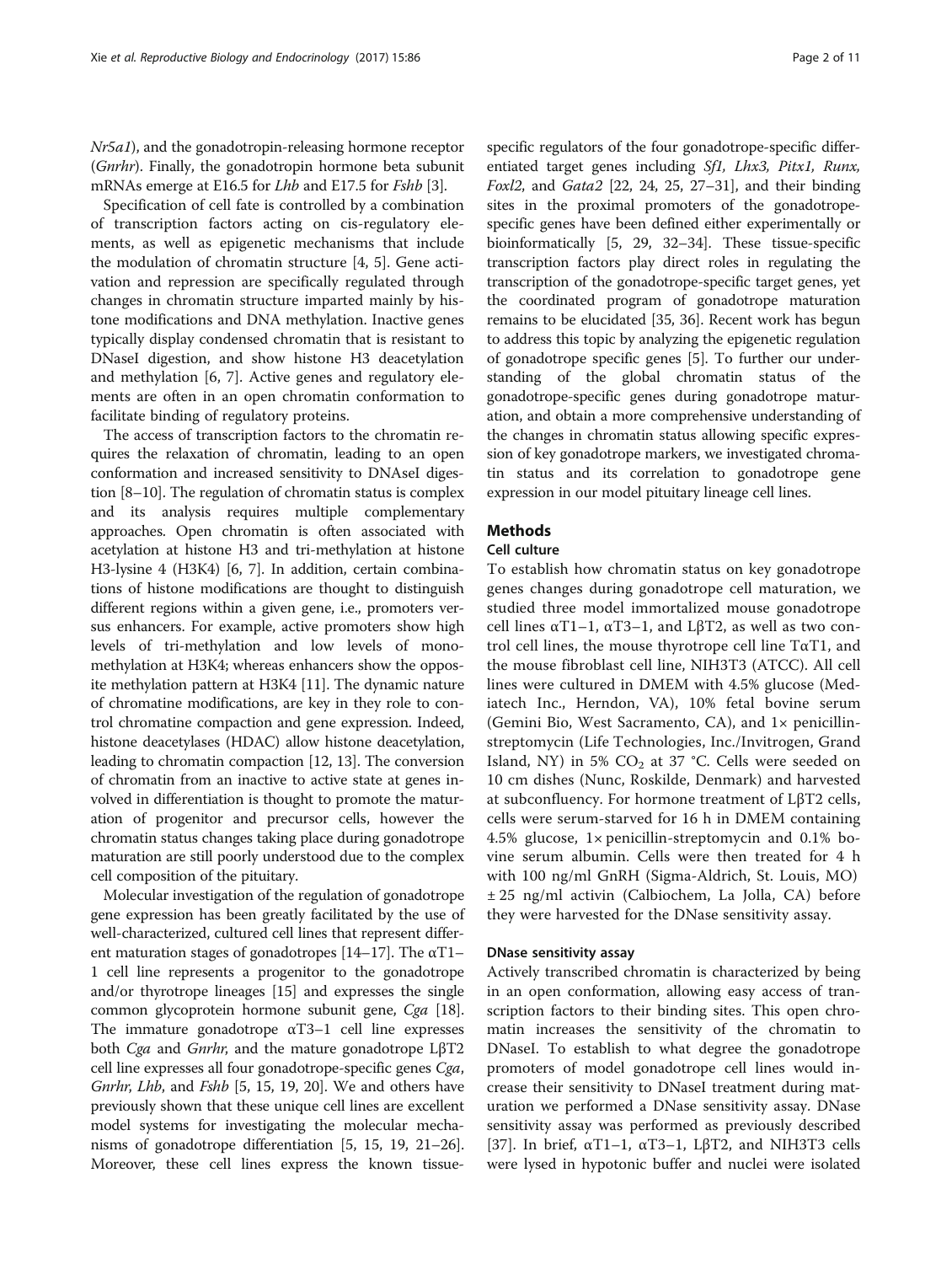*Nr5a1*), and the gonadotropin-releasing hormone receptor (*Gnrhr*). Finally, the gonadotropin hormone beta subunit mRNAs emerge at E16.5 for *Lhb* and E17.5 for *Fshb* [3].

Specification of cell fate is controlled by a combination of transcription factors acting on cis-regulatory elements, as well as epigenetic mechanisms that include the modulation of chromatin structure [4, 5]. Gene activation and repression are specifically regulated through changes in chromatin structure imparted mainly by histone modifications and DNA methylation. Inactive genes typically display condensed chromatin that is resistant to DNaseI digestion, and show histone H3 deacetylation and methylation [6, 7]. Active genes and regulatory elements are often in an open chromatin conformation to facilitate binding of regulatory proteins.

The access of transcription factors to the chromatin requires the relaxation of chromatin, leading to an open conformation and increased sensitivity to DNAseI digestion [8–10]. The regulation of chromatin status is complex and its analysis requires multiple complementary approaches. Open chromatin is often associated with acetylation at histone H3 and tri-methylation at histone H3-lysine 4 (H3K4) [6, 7]. In addition, certain combinations of histone modifications are thought to distinguish different regions within a given gene, i.e., promoters versus enhancers. For example, active promoters show high levels of tri-methylation and low levels of monomethylation at H3K4; whereas enhancers show the opposite methylation pattern at H3K4 [11]. The dynamic nature of chromatine modifications, are key in they role to control chromatine compaction and gene expression. Indeed, histone deacetylases (HDAC) allow histone deacetylation, leading to chromatin compaction [12, 13]. The conversion of chromatin from an inactive to active state at genes involved in differentiation is thought to promote the maturation of progenitor and precursor cells, however the chromatin status changes taking place during gonadotrope maturation are still poorly understood due to the complex cell composition of the pituitary.

Molecular investigation of the regulation of gonadotrope gene expression has been greatly facilitated by the use of well-characterized, cultured cell lines that represent different maturation stages of gonadotropes [14–17]. The αT1–1 cell line represents a progenitor to the gonadotrope and/or thyrotrope lineages [15] and expresses the single common glycoprotein hormone subunit gene, *Cga* [18]. The immature gonadotrope αT3–1 cell line expresses both *Cga* and *Gnrhr*, and the mature gonadotrope LβT2 cell line expresses all four gonadotrope-specific genes *Cga*, *Gnrhr*, *Lhb*, and *Fshb* [5, 15, 19, 20]. We and others have previously shown that these unique cell lines are excellent model systems for investigating the molecular mechanisms of gonadotrope differentiation [5, 15, 19, 21–26]. Moreover, these cell lines express the known tissue-specific regulators of the four gonadotrope-specific differentiated target genes including *Sf1, Lhx3, Pitx1, Runx, Foxl2*, and *Gata2* [22, 24, 25, 27–31], and their binding sites in the proximal promoters of the gonadotrope-specific genes have been defined either experimentally or bioinformatically [5, 29, 32–34]. These tissue-specific transcription factors play direct roles in regulating the transcription of the gonadotrope-specific target genes, yet the coordinated program of gonadotrope maturation remains to be elucidated [35, 36]. Recent work has begun to address this topic by analyzing the epigenetic regulation of gonadotrope specific genes [5]. To further our understanding of the global chromatin status of the gonadotrope-specific genes during gonadotrope maturation, and obtain a more comprehensive understanding of the changes in chromatin status allowing specific expression of key gonadotrope markers, we investigated chromatin status and its correlation to gonadotrope gene expression in our model pituitary lineage cell lines.

## Methods

### Cell culture

To establish how chromatin status on key gonadotrope genes changes during gonadotrope cell maturation, we studied three model immortalized mouse gonadotrope cell lines αT1–1, αT3–1, and LβT2, as well as two control cell lines, the mouse thyrotrope cell line TαT1, and the mouse fibroblast cell line, NIH3T3 (ATCC). All cell lines were cultured in DMEM with 4.5% glucose (Mediatech Inc., Herndon, VA), 10% fetal bovine serum (Gemini Bio, West Sacramento, CA), and 1× penicillin-streptomycin (Life Technologies, Inc./Invitrogen, Grand Island, NY) in 5% $CO_2$ at 37 °C. Cells were seeded on 10 cm dishes (Nunc, Roskilde, Denmark) and harvested at subconfluency. For hormone treatment of LβT2 cells, cells were serum-starved for 16 h in DMEM containing 4.5% glucose, 1× penicillin-streptomycin and 0.1% bovine serum albumin. Cells were then treated for 4 h with 100 ng/ml GnRH (Sigma-Aldrich, St. Louis, MO) ± 25 ng/ml activin (Calbiochem, La Jolla, CA) before they were harvested for the DNase sensitivity assay.

### DNase sensitivity assay

Actively transcribed chromatin is characterized by being in an open conformation, allowing easy access of transcription factors to their binding sites. This open chromatin increases the sensitivity of the chromatin to DNaseI. To establish to what degree the gonadotrope promoters of model gonadotrope cell lines would increase their sensitivity to DNaseI treatment during maturation we performed a DNase sensitivity assay. DNase sensitivity assay was performed as previously described [37]. In brief, αT1–1, αT3–1, LβT2, and NIH3T3 cells were lysed in hypotonic buffer and nuclei were isolated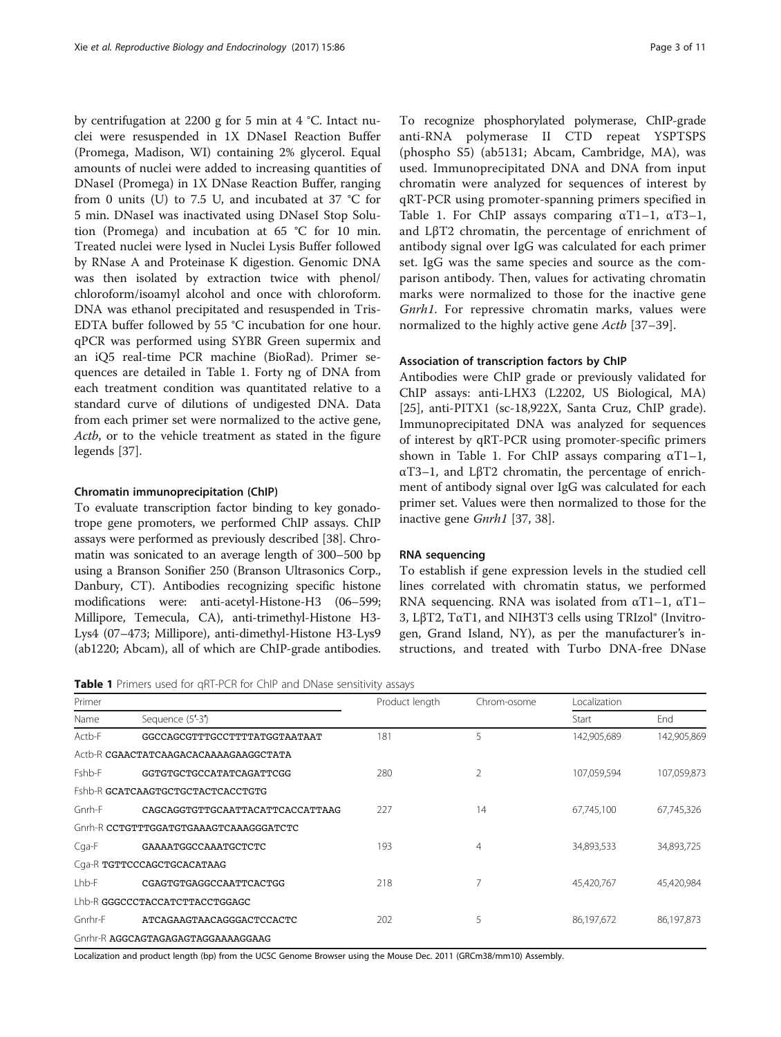by centrifugation at 2200 g for 5 min at 4 °C. Intact nuclei were resuspended in 1X DNaseI Reaction Buffer (Promega, Madison, WI) containing 2% glycerol. Equal amounts of nuclei were added to increasing quantities of DNaseI (Promega) in 1X DNase Reaction Buffer, ranging from 0 units (U) to 7.5 U, and incubated at 37 °C for 5 min. DNaseI was inactivated using DNaseI Stop Solution (Promega) and incubation at 65 °C for 10 min. Treated nuclei were lysed in Nuclei Lysis Buffer followed by RNase A and Proteinase K digestion. Genomic DNA was then isolated by extraction twice with phenol/chloroform/isoamyl alcohol and once with chloroform. DNA was ethanol precipitated and resuspended in Tris-EDTA buffer followed by 55 °C incubation for one hour. qPCR was performed using SYBR Green supermix and an iQ5 real-time PCR machine (BioRad). Primer sequences are detailed in Table 1. Forty ng of DNA from each treatment condition was quantitated relative to a standard curve of dilutions of undigested DNA. Data from each primer set were normalized to the active gene, *Actb*, or to the vehicle treatment as stated in the figure legends [37].

### Chromatin immunoprecipitation (ChIP)

To evaluate transcription factor binding to key gonadotrope gene promoters, we performed ChIP assays. ChIP assays were performed as previously described [38]. Chromatin was sonicated to an average length of 300–500 bp using a Branson Sonifier 250 (Branson Ultrasonics Corp., Danbury, CT). Antibodies recognizing specific histone modifications were: anti-acetyl-Histone-H3 (06–599; Millipore, Temecula, CA), anti-trimethyl-Histone H3-Lys4 (07–473; Millipore), anti-dimethyl-Histone H3-Lys9 (ab1220; Abcam), all of which are ChIP-grade antibodies. To recognize phosphorylated polymerase, ChIP-grade anti-RNA polymerase II CTD repeat YSPTSPS (phospho S5) (ab5131; Abcam, Cambridge, MA), was used. Immunoprecipitated DNA and DNA from input chromatin were analyzed for sequences of interest by qRT-PCR using promoter-spanning primers specified in Table 1. For ChIP assays comparing αT1–1, αT3–1, and LβT2 chromatin, the percentage of enrichment of antibody signal over IgG was calculated for each primer set. IgG was the same species and source as the comparison antibody. Then, values for activating chromatin marks were normalized to those for the inactive gene *Gnrh1*. For repressive chromatin marks, values were normalized to the highly active gene *Actb* [37–39].

### Association of transcription factors by ChIP

Antibodies were ChIP grade or previously validated for ChIP assays: anti-LHX3 (L2202, US Biological, MA) [25], anti-PITX1 (sc-18,922X, Santa Cruz, ChIP grade). Immunoprecipitated DNA was analyzed for sequences of interest by qRT-PCR using promoter-specific primers shown in Table 1. For ChIP assays comparing αT1–1, αT3–1, and LβT2 chromatin, the percentage of enrichment of antibody signal over IgG was calculated for each primer set. Values were then normalized to those for the inactive gene *Gnrh1* [37, 38].

### RNA sequencing

To establish if gene expression levels in the studied cell lines correlated with chromatin status, we performed RNA sequencing. RNA was isolated from αT1–1, αT1–3, LβT2, TαT1, and NIH3T3 cells using TRIzol® (Invitrogen, Grand Island, NY), as per the manufacturer's instructions, and treated with Turbo DNA-free DNase

**Table 1** Primers used for qRT-PCR for ChIP and DNase sensitivity assays

| Primer | | Product length | Chrom-osome | Localization | |
|---|---|---|---|---|---|
| Name | Sequence (5′-3′) | | | Start | End |
| Actb-F | GGCCAGCGTTTGCCTTTTATGGTAATAAT | 181 | 5 | 142,905,689 | 142,905,869 |
| Actb-R | CGAACTATCAAGACACAAAAGAAGGCTATA | | | | |
| Fshb-F | GGTGTGCTGCCATATCAGATTCGG | 280 | 2 | 107,059,594 | 107,059,873 |
| Fshb-R | GCATCAAGTGCTGCTACTCACCTGTG | | | | |
| Gnrh-F | CAGCAGGTGTTGCAATTACATTCACCATTAAG | 227 | 14 | 67,745,100 | 67,745,326 |
| Gnrh-R | CCTGTTTGGATGTGAAAGTCAAAGGGATCTC | | | | |
| Cga-F | GAAAATGGCCAAATGCTCTC | 193 | 4 | 34,893,533 | 34,893,725 |
| Cga-R | TGTTCCCAGCTGCACATAAG | | | | |
| Lhb-F | CGAGTGTGAGGCCAATTCACTGG | 218 | 7 | 45,420,767 | 45,420,984 |
| Lhb-R | GGGCCCTACCATCTTACCTGGAGC | | | | |
| Gnrhr-F | ATCAGAAGTAACAGGGACTCCACTC | 202 | 5 | 86,197,672 | 86,197,873 |
| Gnrhr-R | AGGCAGTAGAGAGTAGGAAAAGGAAG | | | | |

Localization and product length (bp) from the UCSC Genome Browser using the Mouse Dec. 2011 (GRCm38/mm10) Assembly.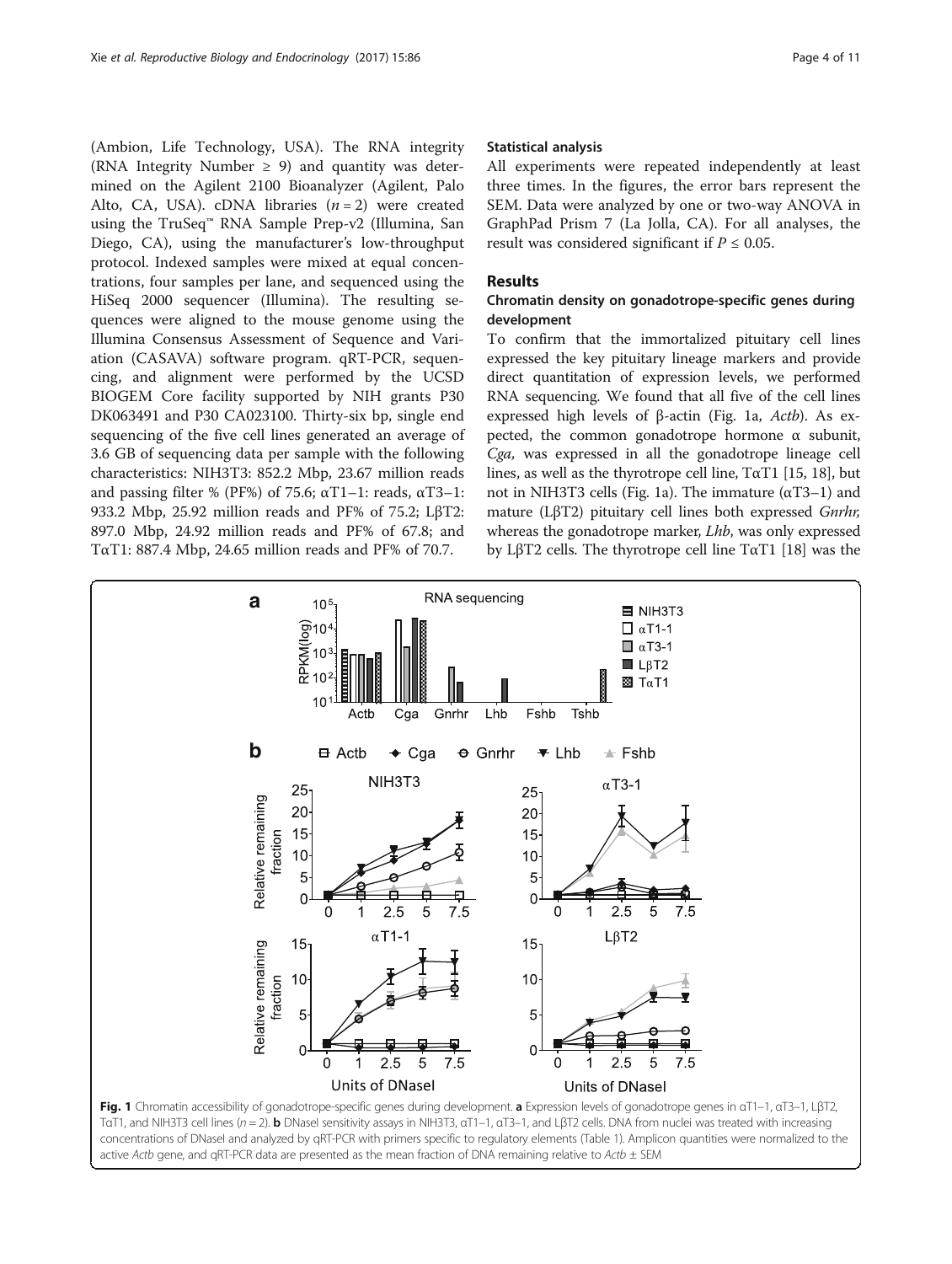(Ambion, Life Technology, USA). The RNA integrity (RNA Integrity Number ≥ 9) and quantity was determined on the Agilent 2100 Bioanalyzer (Agilent, Palo Alto, CA, USA). cDNA libraries ($n = 2$) were created using the TruSeq™ RNA Sample Prep-v2 (Illumina, San Diego, CA), using the manufacturer's low-throughput protocol. Indexed samples were mixed at equal concentrations, four samples per lane, and sequenced using the HiSeq 2000 sequencer (Illumina). The resulting sequences were aligned to the mouse genome using the Illumina Consensus Assessment of Sequence and Variation (CASAVA) software program. qRT-PCR, sequencing, and alignment were performed by the UCSD BIOGEM Core facility supported by NIH grants P30 DK063491 and P30 CA023100. Thirty-six bp, single end sequencing of the five cell lines generated an average of 3.6 GB of sequencing data per sample with the following characteristics: NIH3T3: 852.2 Mbp, 23.67 million reads and passing filter % (PF%) of 75.6; αT1–1: reads, αT3–1: 933.2 Mbp, 25.92 million reads and PF% of 75.2; LβT2: 897.0 Mbp, 24.92 million reads and PF% of 67.8; and TαT1: 887.4 Mbp, 24.65 million reads and PF% of 70.7.

### Statistical analysis

All experiments were repeated independently at least three times. In the figures, the error bars represent the SEM. Data were analyzed by one or two-way ANOVA in GraphPad Prism 7 (La Jolla, CA). For all analyses, the result was considered significant if $P \leq 0.05$.

## Results

### Chromatin density on gonadotrope-specific genes during development

To confirm that the immortalized pituitary cell lines expressed the key pituitary lineage markers and provide direct quantitation of expression levels, we performed RNA sequencing. We found that all five of the cell lines expressed high levels of β-actin (Fig. 1a, *Actb*). As expected, the common gonadotrope hormone α subunit, *Cga,* was expressed in all the gonadotrope lineage cell lines, as well as the thyrotrope cell line, TαT1 [15, 18], but not in NIH3T3 cells (Fig. 1a). The immature (αT3–1) and mature (LβT2) pituitary cell lines both expressed *Gnrhr,* whereas the gonadotrope marker, *Lhb*, was only expressed by LβT2 cells. The thyrotrope cell line TαT1 [18] was the

**Fig. 1** Chromatin accessibility of gonadotrope-specific genes during development. **a** Expression levels of gonadotrope genes in αT1–1, αT3–1, LβT2, TαT1, and NIH3T3 cell lines ($n = 2$). **b** DNaseI sensitivity assays in NIH3T3, αT1–1, αT3–1, and LβT2 cells. DNA from nuclei was treated with increasing concentrations of DNaseI and analyzed by qRT-PCR with primers specific to regulatory elements (Table 1). Amplicon quantities were normalized to the active *Actb* gene, and qRT-PCR data are presented as the mean fraction of DNA remaining relative to *Actb* ± SEM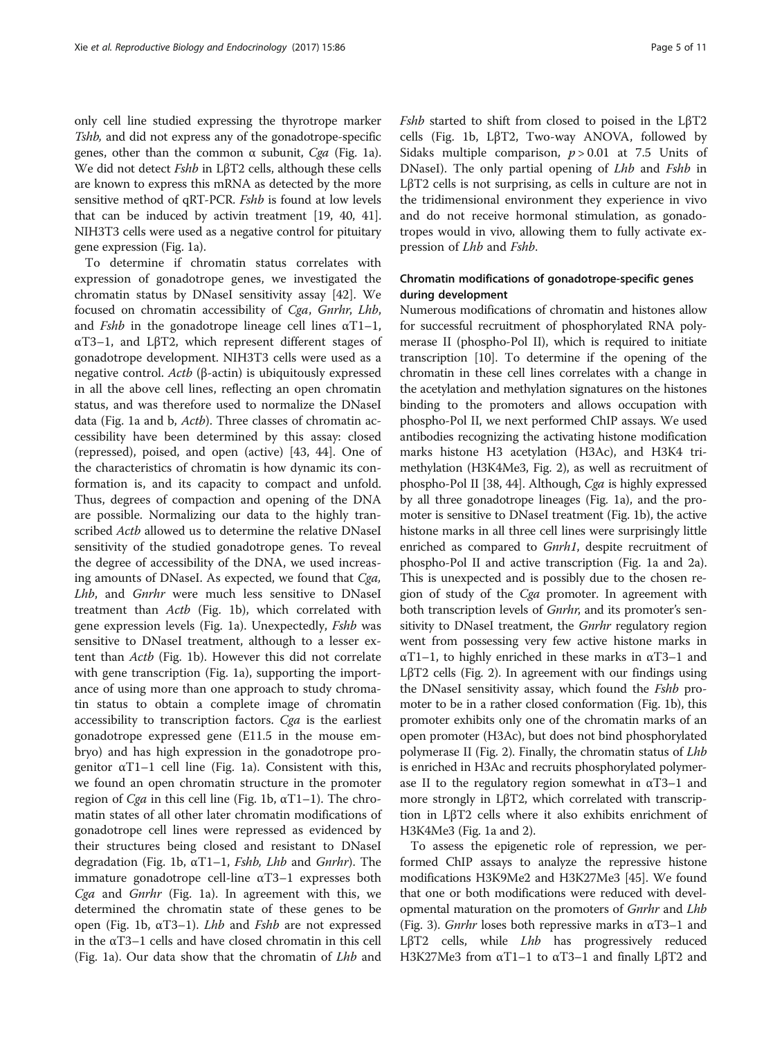only cell line studied expressing the thyrotrope marker *Tshb*, and did not express any of the gonadotrope-specific genes, other than the common α subunit, *Cga* (Fig. 1a). We did not detect *Fshb* in LβT2 cells, although these cells are known to express this mRNA as detected by the more sensitive method of qRT-PCR. *Fshb* is found at low levels that can be induced by activin treatment [19, 40, 41]. NIH3T3 cells were used as a negative control for pituitary gene expression (Fig. 1a).

To determine if chromatin status correlates with expression of gonadotrope genes, we investigated the chromatin status by DNaseI sensitivity assay [42]. We focused on chromatin accessibility of *Cga*, *Gnrhr*, *Lhb*, and *Fshb* in the gonadotrope lineage cell lines αT1–1, αT3–1, and LβT2, which represent different stages of gonadotrope development. NIH3T3 cells were used as a negative control. *Actb* (β-actin) is ubiquitously expressed in all the above cell lines, reflecting an open chromatin status, and was therefore used to normalize the DNaseI data (Fig. 1a and b, *Actb*). Three classes of chromatin accessibility have been determined by this assay: closed (repressed), poised, and open (active) [43, 44]. One of the characteristics of chromatin is how dynamic its conformation is, and its capacity to compact and unfold. Thus, degrees of compaction and opening of the DNA are possible. Normalizing our data to the highly transcribed *Actb* allowed us to determine the relative DNaseI sensitivity of the studied gonadotrope genes. To reveal the degree of accessibility of the DNA, we used increasing amounts of DNaseI. As expected, we found that *Cga, Lhb*, and *Gnrhr* were much less sensitive to DNaseI treatment than *Actb* (Fig. 1b), which correlated with gene expression levels (Fig. 1a). Unexpectedly, *Fshb* was sensitive to DNaseI treatment, although to a lesser extent than *Actb* (Fig. 1b). However this did not correlate with gene transcription (Fig. 1a), supporting the importance of using more than one approach to study chromatin status to obtain a complete image of chromatin accessibility to transcription factors. *Cga* is the earliest gonadotrope expressed gene (E11.5 in the mouse embryo) and has high expression in the gonadotrope progenitor αT1–1 cell line (Fig. 1a). Consistent with this, we found an open chromatin structure in the promoter region of *Cga* in this cell line (Fig. 1b, αT1–1). The chromatin states of all other later chromatin modifications of gonadotrope cell lines were repressed as evidenced by their structures being closed and resistant to DNaseI degradation (Fig. 1b, αT1–1, *Fshb, Lhb* and *Gnrhr*). The immature gonadotrope cell-line αT3–1 expresses both *Cga* and *Gnrhr* (Fig. 1a). In agreement with this, we determined the chromatin state of these genes to be open (Fig. 1b, αT3–1). *Lhb* and *Fshb* are not expressed in the αT3–1 cells and have closed chromatin in this cell (Fig. 1a). Our data show that the chromatin of *Lhb* and *Fshb* started to shift from closed to poised in the LβT2 cells (Fig. 1b, LβT2, Two-way ANOVA, followed by Sidaks multiple comparison, $p > 0.01$ at 7.5 Units of DNaseI). The only partial opening of *Lhb* and *Fshb* in LβT2 cells is not surprising, as cells in culture are not in the tridimensional environment they experience in vivo and do not receive hormonal stimulation, as gonadotropes would in vivo, allowing them to fully activate expression of *Lhb* and *Fshb*.

## Chromatin modifications of gonadotrope-specific genes during development

Numerous modifications of chromatin and histones allow for successful recruitment of phosphorylated RNA polymerase II (phospho-Pol II), which is required to initiate transcription [10]. To determine if the opening of the chromatin in these cell lines correlates with a change in the acetylation and methylation signatures on the histones binding to the promoters and allows occupation with phospho-Pol II, we next performed ChIP assays. We used antibodies recognizing the activating histone modification marks histone H3 acetylation (H3Ac), and H3K4 trimethylation (H3K4Me3, Fig. 2), as well as recruitment of phospho-Pol II [38, 44]. Although, *Cga* is highly expressed by all three gonadotrope lineages (Fig. 1a), and the promoter is sensitive to DNaseI treatment (Fig. 1b), the active histone marks in all three cell lines were surprisingly little enriched as compared to *Gnrh1*, despite recruitment of phospho-Pol II and active transcription (Fig. 1a and 2a). This is unexpected and is possibly due to the chosen region of study of the *Cga* promoter. In agreement with both transcription levels of *Gnrhr*, and its promoter's sensitivity to DNaseI treatment, the *Gnrhr* regulatory region went from possessing very few active histone marks in αT1–1, to highly enriched in these marks in αT3–1 and LβT2 cells (Fig. 2). In agreement with our findings using the DNaseI sensitivity assay, which found the *Fshb* promoter to be in a rather closed conformation (Fig. 1b), this promoter exhibits only one of the chromatin marks of an open promoter (H3Ac), but does not bind phosphorylated polymerase II (Fig. 2). Finally, the chromatin status of *Lhb* is enriched in H3Ac and recruits phosphorylated polymerase II to the regulatory region somewhat in αT3–1 and more strongly in LβT2, which correlated with transcription in LβT2 cells where it also exhibits enrichment of H3K4Me3 (Fig. 1a and 2).

To assess the epigenetic role of repression, we performed ChIP assays to analyze the repressive histone modifications H3K9Me2 and H3K27Me3 [45]. We found that one or both modifications were reduced with developmental maturation on the promoters of *Gnrhr* and *Lhb* (Fig. 3). *Gnrhr* loses both repressive marks in αT3–1 and LβT2 cells, while *Lhb* has progressively reduced H3K27Me3 from αT1–1 to αT3–1 and finally LβT2 and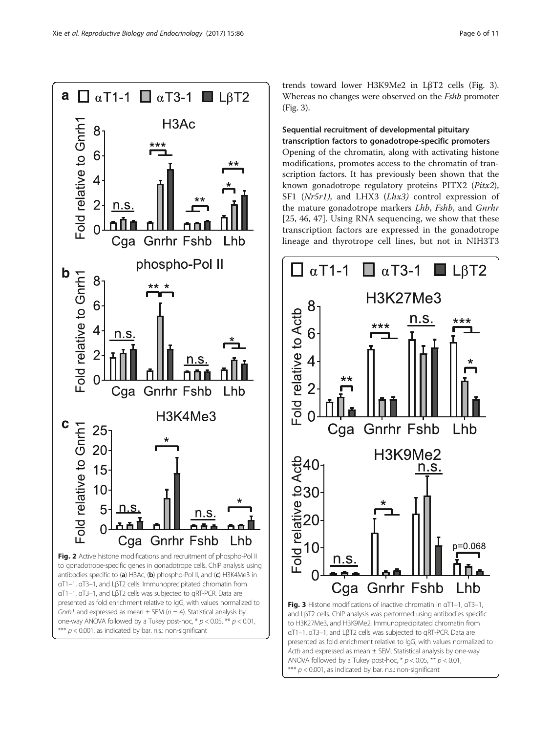trends toward lower H3K9Me2 in LβT2 cells (Fig. 3). Whereas no changes were observed on the *Fshb* promoter (Fig. 3).

### Sequential recruitment of developmental pituitary transcription factors to gonadotrope-specific promoters

Opening of the chromatin, along with activating histone modifications, promotes access to the chromatin of transcription factors. It has previously been shown that the known gonadotrope regulatory proteins PITX2 (*Pitx2*), SF1 (*Nr5r1)*, and LHX3 (*Lhx3)* control expression of the mature gonadotrope markers *Lhb*, *Fshb*, and *Gnrhr* [25, 46, 47]. Using RNA sequencing, we show that these transcription factors are expressed in the gonadotrope lineage and thyrotrope cell lines, but not in NIH3T3

**Fig. 2** Active histone modifications and recruitment of phospho-Pol II to gonadotrope-specific genes in gonadotrope cells. ChIP analysis using antibodies specific to (**a**) H3Ac, (**b**) phospho-Pol II, and (**c**) H3K4Me3 in αT1–1, αT3–1, and LβT2 cells. Immunoprecipitated chromatin from αT1–1, αT3–1, and LβT2 cells was subjected to qRT-PCR. Data are presented as fold enrichment relative to IgG, with values normalized to *Gnrh1* and expressed as mean ± SEM ($n = 4$). Statistical analysis by one-way ANOVA followed by a Tukey post-hoc, * $p < 0.05$, ** $p < 0.01$, *** $p < 0.001$, as indicated by bar. n.s.: non-significant

**Fig. 3** Histone modifications of inactive chromatin in αT1–1, αT3–1, and LβT2 cells. ChIP analysis was performed using antibodies specific to H3K27Me3, and H3K9Me2. Immunoprecipitated chromatin from αT1–1, αT3–1, and LβT2 cells was subjected to qRT-PCR. Data are presented as fold enrichment relative to IgG, with values normalized to *Actb* and expressed as mean ± SEM. Statistical analysis by one-way ANOVA followed by a Tukey post-hoc, * $p < 0.05$, ** $p < 0.01$, *** $p < 0.001$, as indicated by bar. n.s.: non-significant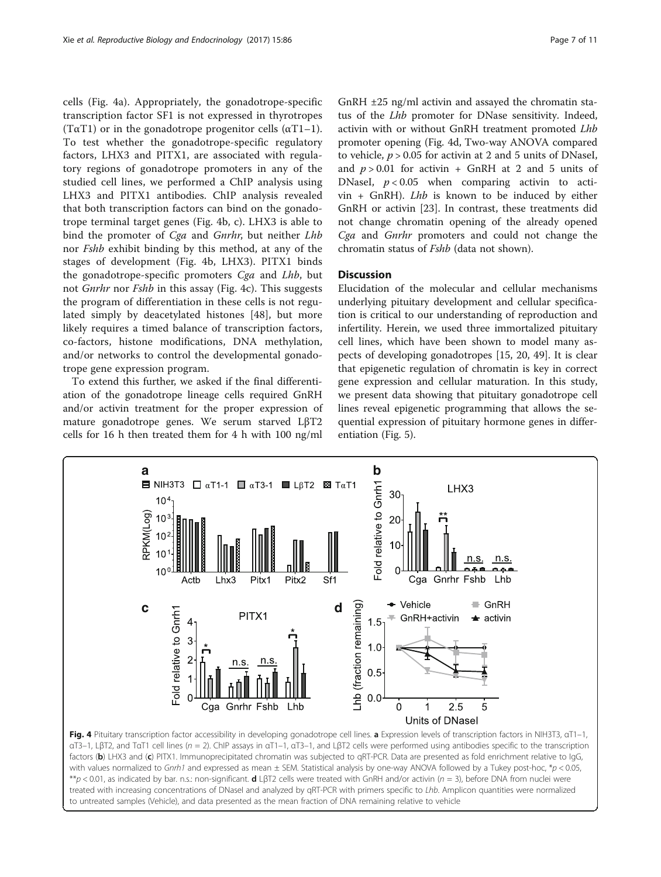cells (Fig. 4a). Appropriately, the gonadotrope-specific transcription factor SF1 is not expressed in thyrotropes (TαT1) or in the gonadotrope progenitor cells (αT1–1). To test whether the gonadotrope-specific regulatory factors, LHX3 and PITX1, are associated with regulatory regions of gonadotrope promoters in any of the studied cell lines, we performed a ChIP analysis using LHX3 and PITX1 antibodies. ChIP analysis revealed that both transcription factors can bind on the gonadotrope terminal target genes (Fig. 4b, c). LHX3 is able to bind the promoter of *Cga* and *Gnrhr*, but neither *Lhb* nor *Fshb* exhibit binding by this method, at any of the stages of development (Fig. 4b, LHX3). PITX1 binds the gonadotrope-specific promoters *Cga* and *Lhb*, but not *Gnrhr* nor *Fshb* in this assay (Fig. 4c). This suggests the program of differentiation in these cells is not regulated simply by deacetylated histones [48], but more likely requires a timed balance of transcription factors, co-factors, histone modifications, DNA methylation, and/or networks to control the developmental gonadotrope gene expression program.

To extend this further, we asked if the final differentiation of the gonadotrope lineage cells required GnRH and/or activin treatment for the proper expression of mature gonadotrope genes. We serum starved LβT2 cells for 16 h then treated them for 4 h with 100 ng/ml GnRH ±25 ng/ml activin and assayed the chromatin status of the *Lhb* promoter for DNase sensitivity. Indeed, activin with or without GnRH treatment promoted *Lhb* promoter opening (Fig. 4d, Two-way ANOVA compared to vehicle, $p > 0.05$ for activin at 2 and 5 units of DNaseI, and $p > 0.01$ for activin + GnRH at 2 and 5 units of DNaseI, $p < 0.05$ when comparing activin to activin + GnRH). *Lhb* is known to be induced by either GnRH or activin [23]. In contrast, these treatments did not change chromatin opening of the already opened *Cga* and *Gnrhr* promoters and could not change the chromatin status of *Fshb* (data not shown).

## Discussion

Elucidation of the molecular and cellular mechanisms underlying pituitary development and cellular specification is critical to our understanding of reproduction and infertility. Herein, we used three immortalized pituitary cell lines, which have been shown to model many aspects of developing gonadotropes [15, 20, 49]. It is clear that epigenetic regulation of chromatin is key in correct gene expression and cellular maturation. In this study, we present data showing that pituitary gonadotrope cell lines reveal epigenetic programming that allows the sequential expression of pituitary hormone genes in differentiation (Fig. 5).

**Fig. 4** Pituitary transcription factor accessibility in developing gonadotrope cell lines. **a** Expression levels of transcription factors in NIH3T3, αT1–1, αT3–1, LβT2, and TαT1 cell lines ($n = 2$). ChIP assays in αT1–1, αT3–1, and LβT2 cells were performed using antibodies specific to the transcription factors (**b**) LHX3 and (**c**) PITX1. Immunoprecipitated chromatin was subjected to qRT-PCR. Data are presented as fold enrichment relative to IgG, with values normalized to *Gnrh1* and expressed as mean ± SEM. Statistical analysis by one-way ANOVA followed by a Tukey post-hoc, *$p < 0.05$, **$p < 0.01$, as indicated by bar. n.s.: non-significant. **d** LβT2 cells were treated with GnRH and/or activin ($n = 3$), before DNA from nuclei were treated with increasing concentrations of DNaseI and analyzed by qRT-PCR with primers specific to *Lhb*. Amplicon quantities were normalized to untreated samples (Vehicle), and data presented as the mean fraction of DNA remaining relative to vehicle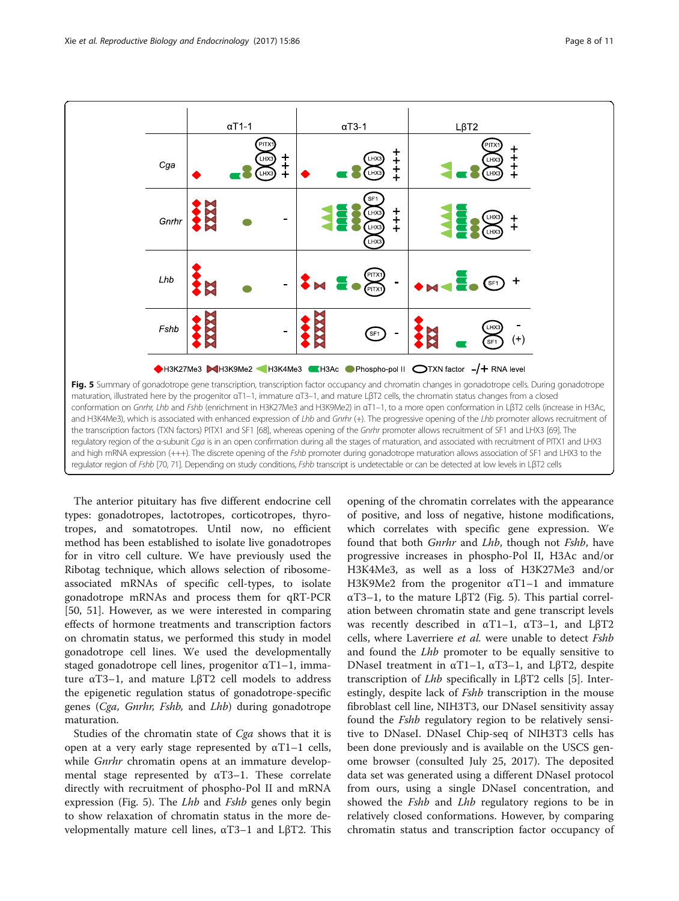**Fig. 5** Summary of gonadotrope gene transcription, transcription factor occupancy and chromatin changes in gonadotrope cells. During gonadotrope maturation, illustrated here by the progenitor αT1–1, immature αT3–1, and mature LβT2 cells, the chromatin status changes from a closed conformation on *Gnrhr, Lhb* and *Fshb* (enrichment in H3K27Me3 and H3K9Me2) in αT1–1, to a more open conformation in LβT2 cells (increase in H3Ac, and H3K4Me3), which is associated with enhanced expression of *Lhb* and *Gnrhr* (+). The progressive opening of the *Lhb* promoter allows recruitment of the transcription factors (TXN factors) PITX1 and SF1 [68], whereas opening of the *Gnrhr* promoter allows recruitment of SF1 and LHX3 [69]. The regulatory region of the α-subunit *Cga* is in an open confirmation during all the stages of maturation, and associated with recruitment of PITX1 and LHX3 and high mRNA expression (+++). The discrete opening of the *Fshb* promoter during gonadotrope maturation allows association of SF1 and LHX3 to the regulator region of *Fshb* [70, 71]. Depending on study conditions, *Fshb* transcript is undetectable or can be detected at low levels in LβT2 cells

The anterior pituitary has five different endocrine cell types: gonadotropes, lactotropes, corticotropes, thyrotropes, and somatotropes. Until now, no efficient method has been established to isolate live gonadotropes for in vitro cell culture. We have previously used the Ribotag technique, which allows selection of ribosome-associated mRNAs of specific cell-types, to isolate gonadotrope mRNAs and process them for qRT-PCR [50, 51]. However, as we were interested in comparing effects of hormone treatments and transcription factors on chromatin status, we performed this study in model gonadotrope cell lines. We used the developmentally staged gonadotrope cell lines, progenitor αT1–1, immature αT3–1, and mature LβT2 cell models to address the epigenetic regulation status of gonadotrope-specific genes (*Cga, Gnrhr, Fshb,* and *Lhb*) during gonadotrope maturation.

Studies of the chromatin state of *Cga* shows that it is open at a very early stage represented by αT1–1 cells, while *Gnrhr* chromatin opens at an immature developmental stage represented by αT3–1. These correlate directly with recruitment of phospho-Pol II and mRNA expression (Fig. 5). The *Lhb* and *Fshb* genes only begin to show relaxation of chromatin status in the more developmentally mature cell lines, αT3–1 and LβT2. This opening of the chromatin correlates with the appearance of positive, and loss of negative, histone modifications, which correlates with specific gene expression. We found that both *Gnrhr* and *Lhb*, though not *Fshb*, have progressive increases in phospho-Pol II, H3Ac and/or H3K4Me3, as well as a loss of H3K27Me3 and/or H3K9Me2 from the progenitor αT1–1 and immature αT3–1, to the mature LβT2 (Fig. 5). This partial correlation between chromatin state and gene transcript levels was recently described in αT1–1, αT3–1, and LβT2 cells, where Laverriere *et al.* were unable to detect *Fshb* and found the *Lhb* promoter to be equally sensitive to DNaseI treatment in αT1–1, αT3–1, and LβT2, despite transcription of *Lhb* specifically in LβT2 cells [5]. Interestingly, despite lack of *Fshb* transcription in the mouse fibroblast cell line, NIH3T3, our DNaseI sensitivity assay found the *Fshb* regulatory region to be relatively sensitive to DNaseI. DNaseI Chip-seq of NIH3T3 cells has been done previously and is available on the USCS genome browser (consulted July 25, 2017). The deposited data set was generated using a different DNaseI protocol from ours, using a single DNaseI concentration, and showed the *Fshb* and *Lhb* regulatory regions to be in relatively closed conformations. However, by comparing chromatin status and transcription factor occupancy of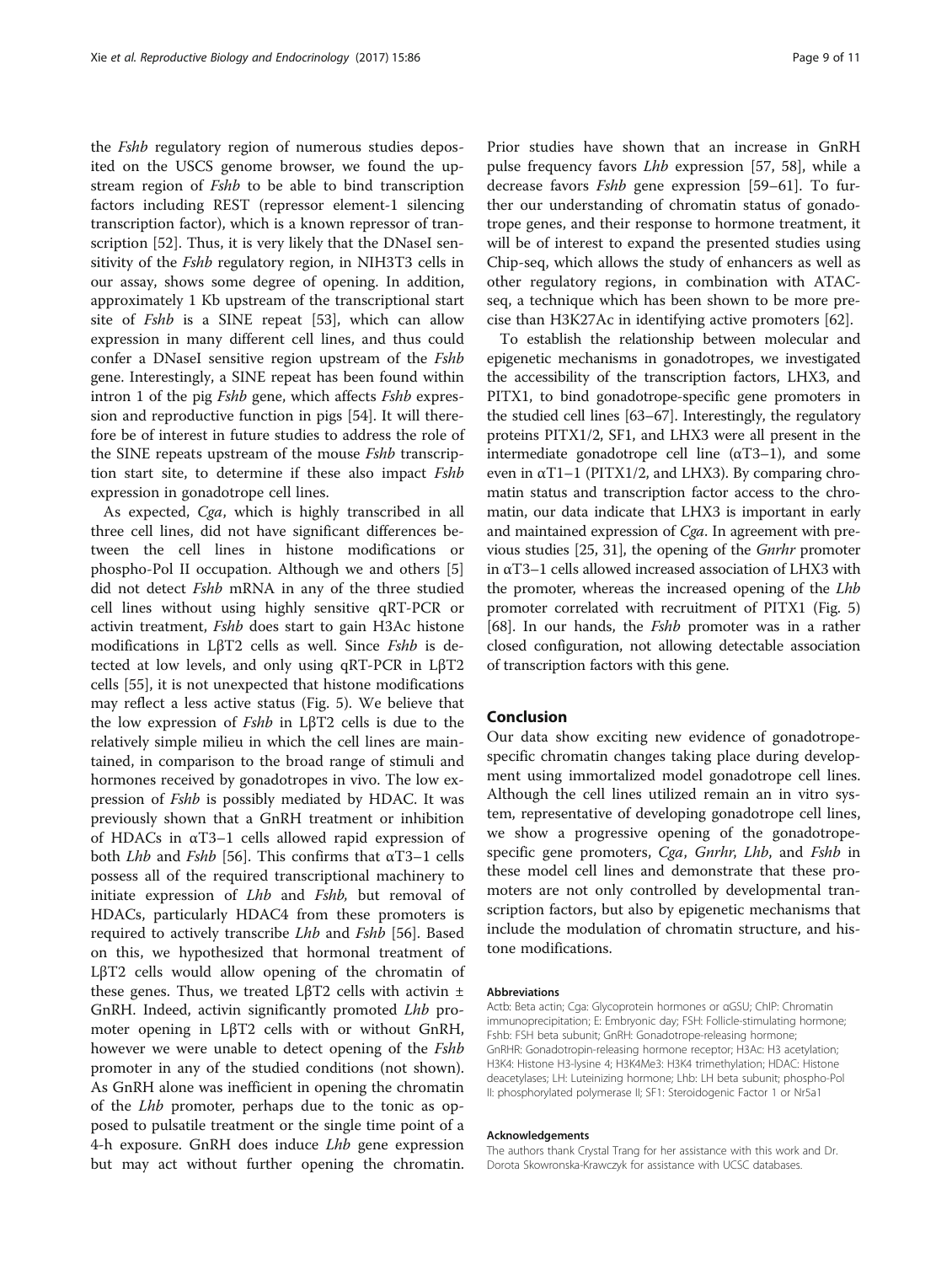the *Fshb* regulatory region of numerous studies deposited on the USCS genome browser, we found the upstream region of *Fshb* to be able to bind transcription factors including REST (repressor element-1 silencing transcription factor), which is a known repressor of transcription [52]. Thus, it is very likely that the DNaseI sensitivity of the *Fshb* regulatory region, in NIH3T3 cells in our assay, shows some degree of opening. In addition, approximately 1 Kb upstream of the transcriptional start site of *Fshb* is a SINE repeat [53], which can allow expression in many different cell lines, and thus could confer a DNaseI sensitive region upstream of the *Fshb* gene. Interestingly, a SINE repeat has been found within intron 1 of the pig *Fshb* gene, which affects *Fshb* expression and reproductive function in pigs [54]. It will therefore be of interest in future studies to address the role of the SINE repeats upstream of the mouse *Fshb* transcription start site, to determine if these also impact *Fshb* expression in gonadotrope cell lines.

As expected, *Cga*, which is highly transcribed in all three cell lines, did not have significant differences between the cell lines in histone modifications or phospho-Pol II occupation. Although we and others [5] did not detect *Fshb* mRNA in any of the three studied cell lines without using highly sensitive qRT-PCR or activin treatment, *Fshb* does start to gain H3Ac histone modifications in LβT2 cells as well. Since *Fshb* is detected at low levels, and only using qRT-PCR in LβT2 cells [55], it is not unexpected that histone modifications may reflect a less active status (Fig. 5). We believe that the low expression of *Fshb* in LβT2 cells is due to the relatively simple milieu in which the cell lines are maintained, in comparison to the broad range of stimuli and hormones received by gonadotropes in vivo. The low expression of *Fshb* is possibly mediated by HDAC. It was previously shown that a GnRH treatment or inhibition of HDACs in αT3–1 cells allowed rapid expression of both *Lhb* and *Fshb* [56]. This confirms that αT3–1 cells possess all of the required transcriptional machinery to initiate expression of *Lhb* and *Fshb,* but removal of HDACs, particularly HDAC4 from these promoters is required to actively transcribe *Lhb* and *Fshb* [56]. Based on this, we hypothesized that hormonal treatment of LβT2 cells would allow opening of the chromatin of these genes. Thus, we treated LβT2 cells with activin ± GnRH. Indeed, activin significantly promoted *Lhb* promoter opening in LβT2 cells with or without GnRH, however we were unable to detect opening of the *Fshb* promoter in any of the studied conditions (not shown). As GnRH alone was inefficient in opening the chromatin of the *Lhb* promoter, perhaps due to the tonic as opposed to pulsatile treatment or the single time point of a 4-h exposure. GnRH does induce *Lhb* gene expression but may act without further opening the chromatin. Prior studies have shown that an increase in GnRH pulse frequency favors *Lhb* expression [57, 58], while a decrease favors *Fshb* gene expression [59–61]. To further our understanding of chromatin status of gonadotrope genes, and their response to hormone treatment, it will be of interest to expand the presented studies using Chip-seq, which allows the study of enhancers as well as other regulatory regions, in combination with ATAC-seq, a technique which has been shown to be more precise than H3K27Ac in identifying active promoters [62].

To establish the relationship between molecular and epigenetic mechanisms in gonadotropes, we investigated the accessibility of the transcription factors, LHX3, and PITX1, to bind gonadotrope-specific gene promoters in the studied cell lines [63–67]. Interestingly, the regulatory proteins PITX1/2, SF1, and LHX3 were all present in the intermediate gonadotrope cell line (αT3–1), and some even in αT1–1 (PITX1/2, and LHX3). By comparing chromatin status and transcription factor access to the chromatin, our data indicate that LHX3 is important in early and maintained expression of *Cga*. In agreement with previous studies [25, 31], the opening of the *Gnrhr* promoter in αT3–1 cells allowed increased association of LHX3 with the promoter, whereas the increased opening of the *Lhb* promoter correlated with recruitment of PITX1 (Fig. 5) [68]. In our hands, the *Fshb* promoter was in a rather closed configuration, not allowing detectable association of transcription factors with this gene.

## Conclusion

Our data show exciting new evidence of gonadotrope-specific chromatin changes taking place during development using immortalized model gonadotrope cell lines. Although the cell lines utilized remain an in vitro system, representative of developing gonadotrope cell lines, we show a progressive opening of the gonadotrope-specific gene promoters, *Cga*, *Gnrhr*, *Lhb*, and *Fshb* in these model cell lines and demonstrate that these promoters are not only controlled by developmental transcription factors, but also by epigenetic mechanisms that include the modulation of chromatin structure, and histone modifications.

#### Abbreviations

Actb: Beta actin; Cga: Glycoprotein hormones or αGSU; ChIP: Chromatin immunoprecipitation; E: Embryonic day; FSH: Follicle-stimulating hormone; Fshb: FSH beta subunit; GnRH: Gonadotrope-releasing hormone; GnRHR: Gonadotropin-releasing hormone receptor; H3Ac: H3 acetylation; H3K4: Histone H3-lysine 4; H3K4Me3: H3K4 trimethylation; HDAC: Histone deacetylases; LH: Luteinizing hormone; Lhb: LH beta subunit; phospho-Pol II: phosphorylated polymerase II; SF1: Steroidogenic Factor 1 or Nr5a1

#### Acknowledgements

The authors thank Crystal Trang for her assistance with this work and Dr. Dorota Skowronska-Krawczyk for assistance with UCSC databases.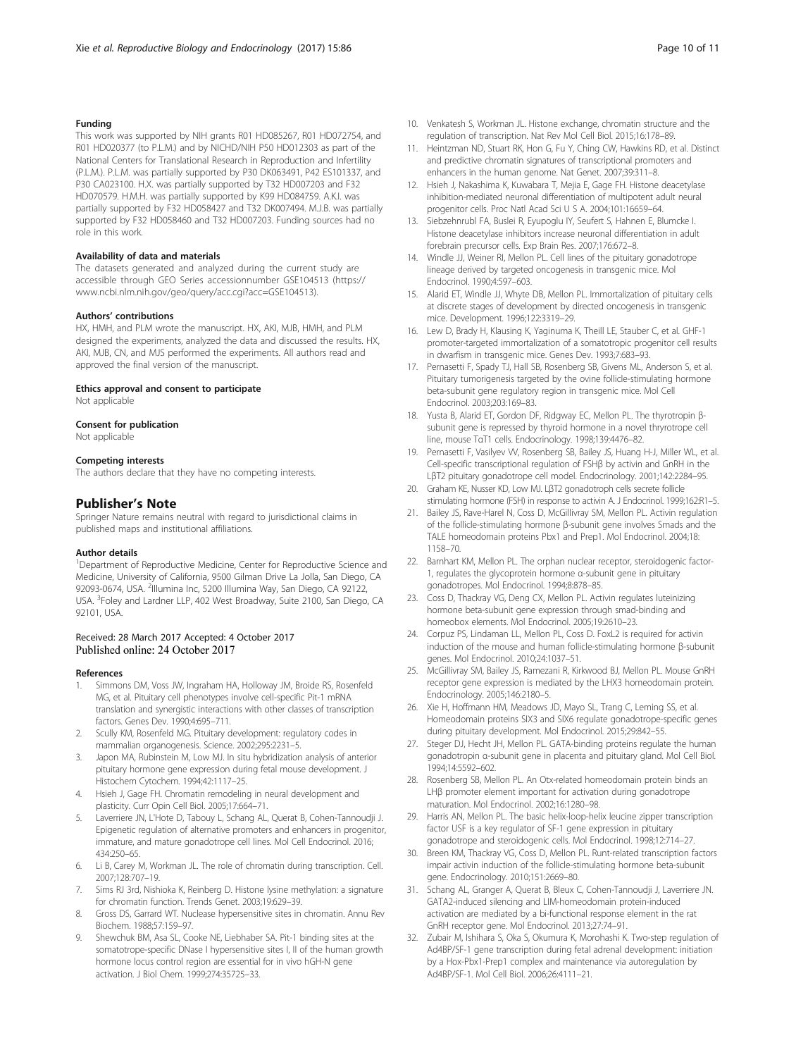#### Funding

This work was supported by NIH grants R01 HD085267, R01 HD072754, and R01 HD020377 (to P.L.M.) and by NICHD/NIH P50 HD012303 as part of the National Centers for Translational Research in Reproduction and Infertility (P.L.M.). P.L.M. was partially supported by P30 DK063491, P42 ES101337, and P30 CA023100. H.X. was partially supported by T32 HD007203 and F32 HD070579. H.M.H. was partially supported by K99 HD084759. A.K.I. was partially supported by F32 HD058427 and T32 DK007494. M.J.B. was partially supported by F32 HD058460 and T32 HD007203. Funding sources had no role in this work.

#### Availability of data and materials

The datasets generated and analyzed during the current study are accessible through GEO Series accessionnumber GSE104513 (https://www.ncbi.nlm.nih.gov/geo/query/acc.cgi?acc=GSE104513).

#### Authors' contributions

HX, HMH, and PLM wrote the manuscript. HX, AKI, MJB, HMH, and PLM designed the experiments, analyzed the data and discussed the results. HX, AKI, MJB, CN, and MJS performed the experiments. All authors read and approved the final version of the manuscript.

#### Ethics approval and consent to participate

Not applicable

#### Consent for publication

Not applicable

#### Competing interests

The authors declare that they have no competing interests.

## Publisher's Note

Springer Nature remains neutral with regard to jurisdictional claims in published maps and institutional affiliations.

#### Author details

[1]Department of Reproductive Medicine, Center for Reproductive Science and Medicine, University of California, 9500 Gilman Drive La Jolla, San Diego, CA 92093-0674, USA. [2]Illumina Inc, 5200 Illumina Way, San Diego, CA 92122, USA. [3]Foley and Lardner LLP, 402 West Broadway, Suite 2100, San Diego, CA 92101, USA.

Received: 28 March 2017 Accepted: 4 October 2017
Published online: 24 October 2017

#### References

1. Simmons DM, Voss JW, Ingraham HA, Holloway JM, Broide RS, Rosenfeld MG, et al. Pituitary cell phenotypes involve cell-specific Pit-1 mRNA translation and synergistic interactions with other classes of transcription factors. Genes Dev. 1990;4:695–711.
2. Scully KM, Rosenfeld MG. Pituitary development: regulatory codes in mammalian organogenesis. Science. 2002;295:2231–5.
3. Japon MA, Rubinstein M, Low MJ. In situ hybridization analysis of anterior pituitary hormone gene expression during fetal mouse development. J Histochem Cytochem. 1994;42:1117–25.
4. Hsieh J, Gage FH. Chromatin remodeling in neural development and plasticity. Curr Opin Cell Biol. 2005;17:664–71.
5. Laverriere JN, L'Hote D, Tabouy L, Schang AL, Querat B, Cohen-Tannoudji J. Epigenetic regulation of alternative promoters and enhancers in progenitor, immature, and mature gonadotrope cell lines. Mol Cell Endocrinol. 2016; 434:250–65.
6. Li B, Carey M, Workman JL. The role of chromatin during transcription. Cell. 2007;128:707–19.
7. Sims RJ 3rd, Nishioka K, Reinberg D. Histone lysine methylation: a signature for chromatin function. Trends Genet. 2003;19:629–39.
8. Gross DS, Garrard WT. Nuclease hypersensitive sites in chromatin. Annu Rev Biochem. 1988;57:159–97.
9. Shewchuk BM, Asa SL, Cooke NE, Liebhaber SA. Pit-1 binding sites at the somatotrope-specific DNase I hypersensitive sites I, II of the human growth hormone locus control region are essential for in vivo hGH-N gene activation. J Biol Chem. 1999;274:35725–33.
10. Venkatesh S, Workman JL. Histone exchange, chromatin structure and the regulation of transcription. Nat Rev Mol Cell Biol. 2015;16:178–89.
11. Heintzman ND, Stuart RK, Hon G, Fu Y, Ching CW, Hawkins RD, et al. Distinct and predictive chromatin signatures of transcriptional promoters and enhancers in the human genome. Nat Genet. 2007;39:311–8.
12. Hsieh J, Nakashima K, Kuwabara T, Mejia E, Gage FH. Histone deacetylase inhibition-mediated neuronal differentiation of multipotent adult neural progenitor cells. Proc Natl Acad Sci U S A. 2004;101:16659–64.
13. Siebzehnrubl FA, Buslei R, Eyupoglu IY, Seufert S, Hahnen E, Blumcke I. Histone deacetylase inhibitors increase neuronal differentiation in adult forebrain precursor cells. Exp Brain Res. 2007;176:672–8.
14. Windle JJ, Weiner RI, Mellon PL. Cell lines of the pituitary gonadotrope lineage derived by targeted oncogenesis in transgenic mice. Mol Endocrinol. 1990;4:597–603.
15. Alarid ET, Windle JJ, Whyte DB, Mellon PL. Immortalization of pituitary cells at discrete stages of development by directed oncogenesis in transgenic mice. Development. 1996;122:3319–29.
16. Lew D, Brady H, Klausing K, Yaginuma K, Theill LE, Stauber C, et al. GHF-1 promoter-targeted immortalization of a somatotropic progenitor cell results in dwarfism in transgenic mice. Genes Dev. 1993;7:683–93.
17. Pernasetti F, Spady TJ, Hall SB, Rosenberg SB, Givens ML, Anderson S, et al. Pituitary tumorigenesis targeted by the ovine follicle-stimulating hormone beta-subunit gene regulatory region in transgenic mice. Mol Cell Endocrinol. 2003;203:169–83.
18. Yusta B, Alarid ET, Gordon DF, Ridgway EC, Mellon PL. The thyrotropin β-subunit gene is repressed by thyroid hormone in a novel thyrotrope cell line, mouse TαT1 cells. Endocrinology. 1998;139:4476–82.
19. Pernasetti F, Vasilyev VV, Rosenberg SB, Bailey JS, Huang H-J, Miller WL, et al. Cell-specific transcriptional regulation of FSHβ by activin and GnRH in the LβT2 pituitary gonadotrope cell model. Endocrinology. 2001;142:2284–95.
20. Graham KE, Nusser KD, Low MJ. LβT2 gonadotroph cells secrete follicle stimulating hormone (FSH) in response to activin A. J Endocrinol. 1999;162:R1–5.
21. Bailey JS, Rave-Harel N, Coss D, McGillivray SM, Mellon PL. Activin regulation of the follicle-stimulating hormone β-subunit gene involves Smads and the TALE homeodomain proteins Pbx1 and Prep1. Mol Endocrinol. 2004;18: 1158–70.
22. Barnhart KM, Mellon PL. The orphan nuclear receptor, steroidogenic factor-1, regulates the glycoprotein hormone α-subunit gene in pituitary gonadotropes. Mol Endocrinol. 1994;8:878–85.
23. Coss D, Thackray VG, Deng CX, Mellon PL. Activin regulates luteinizing hormone beta-subunit gene expression through smad-binding and homeobox elements. Mol Endocrinol. 2005;19:2610–23.
24. Corpuz PS, Lindaman LL, Mellon PL, Coss D. FoxL2 is required for activin induction of the mouse and human follicle-stimulating hormone β-subunit genes. Mol Endocrinol. 2010;24:1037–51.
25. McGillivray SM, Bailey JS, Ramezani R, Kirkwood BJ, Mellon PL. Mouse GnRH receptor gene expression is mediated by the LHX3 homeodomain protein. Endocrinology. 2005;146:2180–5.
26. Xie H, Hoffmann HM, Meadows JD, Mayo SL, Trang C, Leming SS, et al. Homeodomain proteins SIX3 and SIX6 regulate gonadotrope-specific genes during pituitary development. Mol Endocrinol. 2015;29:842–55.
27. Steger DJ, Hecht JH, Mellon PL. GATA-binding proteins regulate the human gonadotropin α-subunit gene in placenta and pituitary gland. Mol Cell Biol. 1994;14:5592–602.
28. Rosenberg SB, Mellon PL. An Otx-related homeodomain protein binds an LHβ promoter element important for activation during gonadotrope maturation. Mol Endocrinol. 2002;16:1280–98.
29. Harris AN, Mellon PL. The basic helix-loop-helix leucine zipper transcription factor USF is a key regulator of SF-1 gene expression in pituitary gonadotrope and steroidogenic cells. Mol Endocrinol. 1998;12:714–27.
30. Breen KM, Thackray VG, Coss D, Mellon PL. Runt-related transcription factors impair activin induction of the follicle-stimulating hormone beta-subunit gene. Endocrinology. 2010;151:2669–80.
31. Schang AL, Granger A, Querat B, Bleux C, Cohen-Tannoudji J, Laverriere JN. GATA2-induced silencing and LIM-homeodomain protein-induced activation are mediated by a bi-functional response element in the rat GnRH receptor gene. Mol Endocrinol. 2013;27:74–91.
32. Zubair M, Ishihara S, Oka S, Okumura K, Morohashi K. Two-step regulation of Ad4BP/SF-1 gene transcription during fetal adrenal development: initiation by a Hox-Pbx1-Prep1 complex and maintenance via autoregulation by Ad4BP/SF-1. Mol Cell Biol. 2006;26:4111–21.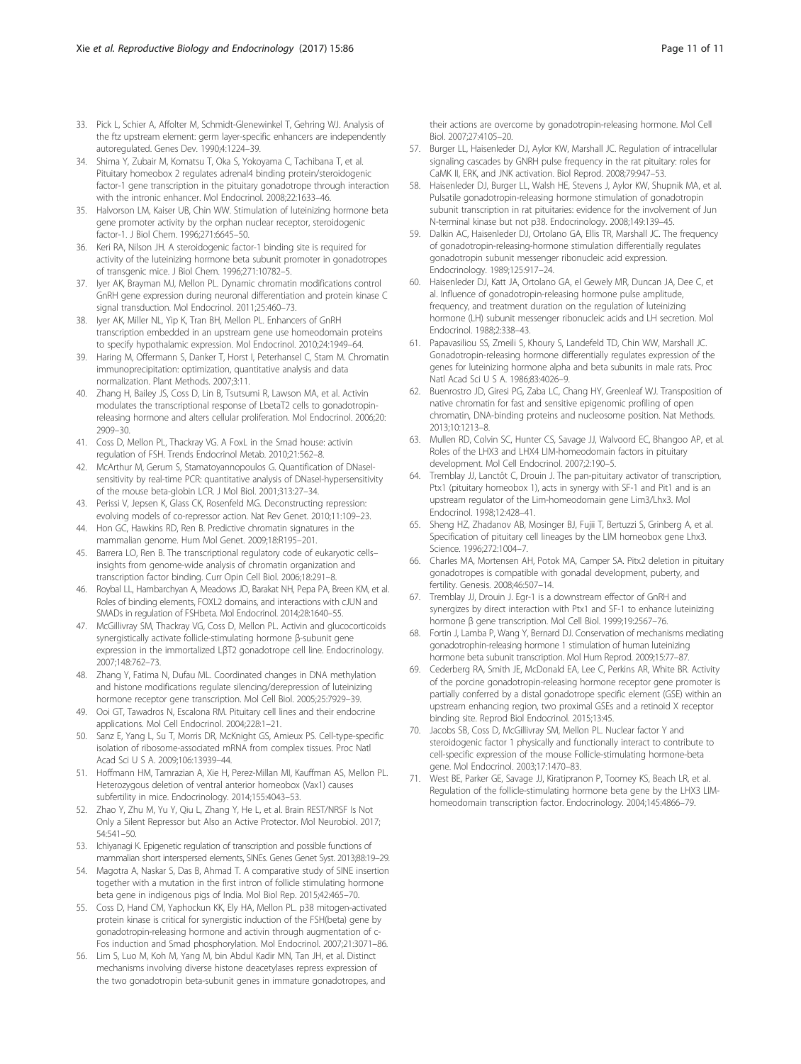33. Pick L, Schier A, Affolter M, Schmidt-Glenewinkel T, Gehring WJ. Analysis of the ftz upstream element: germ layer-specific enhancers are independently autoregulated. Genes Dev. 1990;4:1224–39.
34. Shima Y, Zubair M, Komatsu T, Oka S, Yokoyama C, Tachibana T, et al. Pituitary homeobox 2 regulates adrenal4 binding protein/steroidogenic factor-1 gene transcription in the pituitary gonadotrope through interaction with the intronic enhancer. Mol Endocrinol. 2008;22:1633–46.
35. Halvorson LM, Kaiser UB, Chin WW. Stimulation of luteinizing hormone beta gene promoter activity by the orphan nuclear receptor, steroidogenic factor-1. J Biol Chem. 1996;271:6645–50.
36. Keri RA, Nilson JH. A steroidogenic factor-1 binding site is required for activity of the luteinizing hormone beta subunit promoter in gonadotropes of transgenic mice. J Biol Chem. 1996;271:10782–5.
37. Iyer AK, Brayman MJ, Mellon PL. Dynamic chromatin modifications control GnRH gene expression during neuronal differentiation and protein kinase C signal transduction. Mol Endocrinol. 2011;25:460–73.
38. Iyer AK, Miller NL, Yip K, Tran BH, Mellon PL. Enhancers of GnRH transcription embedded in an upstream gene use homeodomain proteins to specify hypothalamic expression. Mol Endocrinol. 2010;24:1949–64.
39. Haring M, Offermann S, Danker T, Horst I, Peterhansel C, Stam M. Chromatin immunoprecipitation: optimization, quantitative analysis and data normalization. Plant Methods. 2007;3:11.
40. Zhang H, Bailey JS, Coss D, Lin B, Tsutsumi R, Lawson MA, et al. Activin modulates the transcriptional response of LbetaT2 cells to gonadotropin-releasing hormone and alters cellular proliferation. Mol Endocrinol. 2006;20:2909–30.
41. Coss D, Mellon PL, Thackray VG. A FoxL in the Smad house: activin regulation of FSH. Trends Endocrinol Metab. 2010;21:562–8.
42. McArthur M, Gerum S, Stamatoyannopoulos G. Quantification of DNaseI-sensitivity by real-time PCR: quantitative analysis of DNaseI-hypersensitivity of the mouse beta-globin LCR. J Mol Biol. 2001;313:27–34.
43. Perissi V, Jepsen K, Glass CK, Rosenfeld MG. Deconstructing repression: evolving models of co-repressor action. Nat Rev Genet. 2010;11:109–23.
44. Hon GC, Hawkins RD, Ren B. Predictive chromatin signatures in the mammalian genome. Hum Mol Genet. 2009;18:R195–201.
45. Barrera LO, Ren B. The transcriptional regulatory code of eukaryotic cells–insights from genome-wide analysis of chromatin organization and transcription factor binding. Curr Opin Cell Biol. 2006;18:291–8.
46. Roybal LL, Hambarchyan A, Meadows JD, Barakat NH, Pepa PA, Breen KM, et al. Roles of binding elements, FOXL2 domains, and interactions with cJUN and SMADs in regulation of FSHbeta. Mol Endocrinol. 2014;28:1640–55.
47. McGillivray SM, Thackray VG, Coss D, Mellon PL. Activin and glucocorticoids synergistically activate follicle-stimulating hormone β-subunit gene expression in the immortalized LβT2 gonadotrope cell line. Endocrinology. 2007;148:762–73.
48. Zhang Y, Fatima N, Dufau ML. Coordinated changes in DNA methylation and histone modifications regulate silencing/derepression of luteinizing hormone receptor gene transcription. Mol Cell Biol. 2005;25:7929–39.
49. Ooi GT, Tawadros N, Escalona RM. Pituitary cell lines and their endocrine applications. Mol Cell Endocrinol. 2004;228:1–21.
50. Sanz E, Yang L, Su T, Morris DR, McKnight GS, Amieux PS. Cell-type-specific isolation of ribosome-associated mRNA from complex tissues. Proc Natl Acad Sci U S A. 2009;106:13939–44.
51. Hoffmann HM, Tamrazian A, Xie H, Perez-Millan MI, Kauffman AS, Mellon PL. Heterozygous deletion of ventral anterior homeobox (Vax1) causes subfertility in mice. Endocrinology. 2014;155:4043–53.
52. Zhao Y, Zhu M, Yu Y, Qiu L, Zhang Y, He L, et al. Brain REST/NRSF Is Not Only a Silent Repressor but Also an Active Protector. Mol Neurobiol. 2017;54:541–50.
53. Ichiyanagi K. Epigenetic regulation of transcription and possible functions of mammalian short interspersed elements, SINEs. Genes Genet Syst. 2013;88:19–29.
54. Magotra A, Naskar S, Das B, Ahmad T. A comparative study of SINE insertion together with a mutation in the first intron of follicle stimulating hormone beta gene in indigenous pigs of India. Mol Biol Rep. 2015;42:465–70.
55. Coss D, Hand CM, Yaphockun KK, Ely HA, Mellon PL. p38 mitogen-activated protein kinase is critical for synergistic induction of the FSH(beta) gene by gonadotropin-releasing hormone and activin through augmentation of c-Fos induction and Smad phosphorylation. Mol Endocrinol. 2007;21:3071–86.
56. Lim S, Luo M, Koh M, Yang M, bin Abdul Kadir MN, Tan JH, et al. Distinct mechanisms involving diverse histone deacetylases repress expression of the two gonadotropin beta-subunit genes in immature gonadotropes, and their actions are overcome by gonadotropin-releasing hormone. Mol Cell Biol. 2007;27:4105–20.
57. Burger LL, Haisenleder DJ, Aylor KW, Marshall JC. Regulation of intracellular signaling cascades by GNRH pulse frequency in the rat pituitary: roles for CaMK II, ERK, and JNK activation. Biol Reprod. 2008;79:947–53.
58. Haisenleder DJ, Burger LL, Walsh HE, Stevens J, Aylor KW, Shupnik MA, et al. Pulsatile gonadotropin-releasing hormone stimulation of gonadotropin subunit transcription in rat pituitaries: evidence for the involvement of Jun N-terminal kinase but not p38. Endocrinology. 2008;149:139–45.
59. Dalkin AC, Haisenleder DJ, Ortolano GA, Ellis TR, Marshall JC. The frequency of gonadotropin-releasing-hormone stimulation differentially regulates gonadotropin subunit messenger ribonucleic acid expression. Endocrinology. 1989;125:917–24.
60. Haisenleder DJ, Katt JA, Ortolano GA, el Gewely MR, Duncan JA, Dee C, et al. Influence of gonadotropin-releasing hormone pulse amplitude, frequency, and treatment duration on the regulation of luteinizing hormone (LH) subunit messenger ribonucleic acids and LH secretion. Mol Endocrinol. 1988;2:338–43.
61. Papavasiliou SS, Zmeili S, Khoury S, Landefeld TD, Chin WW, Marshall JC. Gonadotropin-releasing hormone differentially regulates expression of the genes for luteinizing hormone alpha and beta subunits in male rats. Proc Natl Acad Sci U S A. 1986;83:4026–9.
62. Buenrostro JD, Giresi PG, Zaba LC, Chang HY, Greenleaf WJ. Transposition of native chromatin for fast and sensitive epigenomic profiling of open chromatin, DNA-binding proteins and nucleosome position. Nat Methods. 2013;10:1213–8.
63. Mullen RD, Colvin SC, Hunter CS, Savage JJ, Walvoord EC, Bhangoo AP, et al. Roles of the LHX3 and LHX4 LIM-homeodomain factors in pituitary development. Mol Cell Endocrinol. 2007;2:190–5.
64. Tremblay JJ, Lanctôt C, Drouin J. The pan-pituitary activator of transcription, Ptx1 (pituitary homeobox 1), acts in synergy with SF-1 and Pit1 and is an upstream regulator of the Lim-homeodomain gene Lim3/Lhx3. Mol Endocrinol. 1998;12:428–41.
65. Sheng HZ, Zhadanov AB, Mosinger BJ, Fujii T, Bertuzzi S, Grinberg A, et al. Specification of pituitary cell lineages by the LIM homeobox gene Lhx3. Science. 1996;272:1004–7.
66. Charles MA, Mortensen AH, Potok MA, Camper SA. Pitx2 deletion in pituitary gonadotropes is compatible with gonadal development, puberty, and fertility. Genesis. 2008;46:507–14.
67. Tremblay JJ, Drouin J. Egr-1 is a downstream effector of GnRH and synergizes by direct interaction with Ptx1 and SF-1 to enhance luteinizing hormone β gene transcription. Mol Cell Biol. 1999;19:2567–76.
68. Fortin J, Lamba P, Wang Y, Bernard DJ. Conservation of mechanisms mediating gonadotrophin-releasing hormone 1 stimulation of human luteinizing hormone beta subunit transcription. Mol Hum Reprod. 2009;15:77–87.
69. Cederberg RA, Smith JE, McDonald EA, Lee C, Perkins AR, White BR. Activity of the porcine gonadotropin-releasing hormone receptor gene promoter is partially conferred by a distal gonadotrope specific element (GSE) within an upstream enhancing region, two proximal GSEs and a retinoid X receptor binding site. Reprod Biol Endocrinol. 2015;13:45.
70. Jacobs SB, Coss D, McGillivray SM, Mellon PL. Nuclear factor Y and steroidogenic factor 1 physically and functionally interact to contribute to cell-specific expression of the mouse Follicle-stimulating hormone-beta gene. Mol Endocrinol. 2003;17:1470–83.
71. West BE, Parker GE, Savage JJ, Kiratipranon P, Toomey KS, Beach LR, et al. Regulation of the follicle-stimulating hormone beta gene by the LHX3 LIM-homeodomain transcription factor. Endocrinology. 2004;145:4866–79.